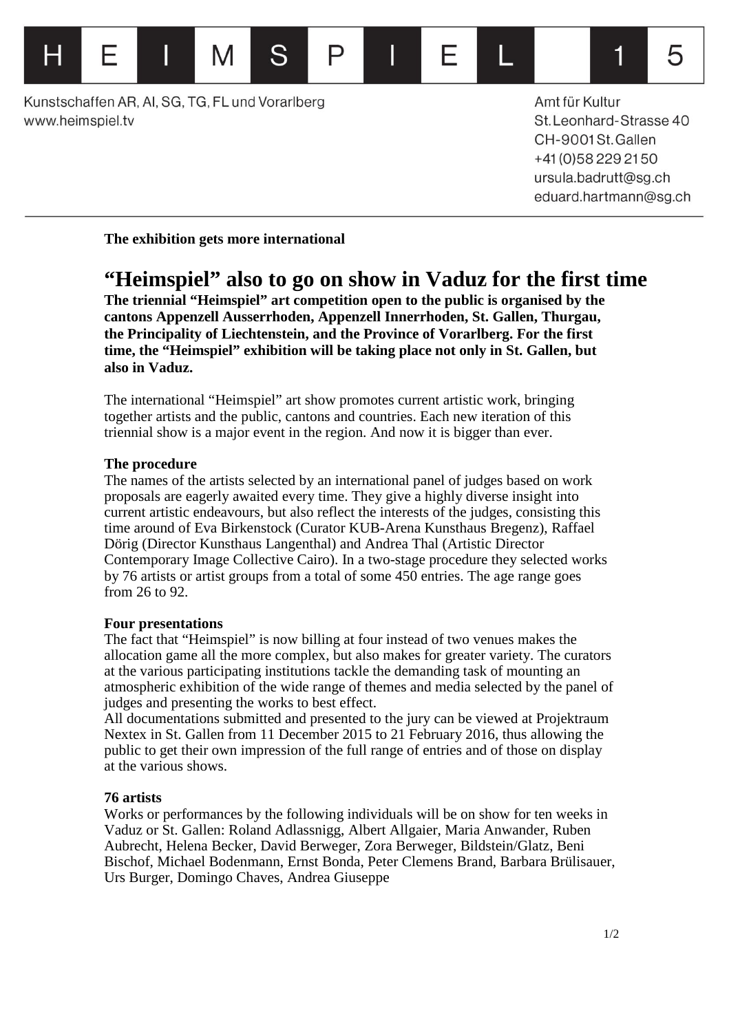HEIMSPIEL 15

Kunstschaffen AR, AI, SG, TG, FL und Vorarlberg
www.heimspiel.tv

Amt für Kultur
St. Leonhard-Strasse 40
CH-9001 St. Gallen
+41 (0)58 229 21 50
ursula.badrutt@sg.ch
eduard.hartmann@sg.ch

**The exhibition gets more international**

# “Heimspiel” also to go on show in Vaduz for the first time

**The triennial “Heimspiel” art competition open to the public is organised by the cantons Appenzell Ausserrhoden, Appenzell Innerrhoden, St. Gallen, Thurgau, the Principality of Liechtenstein, and the Province of Vorarlberg. For the first time, the “Heimspiel” exhibition will be taking place not only in St. Gallen, but also in Vaduz.**

The international “Heimspiel” art show promotes current artistic work, bringing together artists and the public, cantons and countries. Each new iteration of this triennial show is a major event in the region. And now it is bigger than ever.

**The procedure**
The names of the artists selected by an international panel of judges based on work proposals are eagerly awaited every time. They give a highly diverse insight into current artistic endeavours, but also reflect the interests of the judges, consisting this time around of Eva Birkenstock (Curator KUB-Arena Kunsthaus Bregenz), Raffael Dörig (Director Kunsthaus Langenthal) and Andrea Thal (Artistic Director Contemporary Image Collective Cairo). In a two-stage procedure they selected works by 76 artists or artist groups from a total of some 450 entries. The age range goes from 26 to 92.

**Four presentations**
The fact that “Heimspiel” is now billing at four instead of two venues makes the allocation game all the more complex, but also makes for greater variety. The curators at the various participating institutions tackle the demanding task of mounting an atmospheric exhibition of the wide range of themes and media selected by the panel of judges and presenting the works to best effect.
All documentations submitted and presented to the jury can be viewed at Projektraum Nextex in St. Gallen from 11 December 2015 to 21 February 2016, thus allowing the public to get their own impression of the full range of entries and of those on display at the various shows.

**76 artists**
Works or performances by the following individuals will be on show for ten weeks in Vaduz or St. Gallen: Roland Adlassnigg, Albert Allgaier, Maria Anwander, Ruben Aubrecht, Helena Becker, David Berweger, Zora Berweger, Bildstein/Glatz, Beni Bischof, Michael Bodenmann, Ernst Bonda, Peter Clemens Brand, Barbara Brülisauer, Urs Burger, Domingo Chaves, Andrea Giuseppe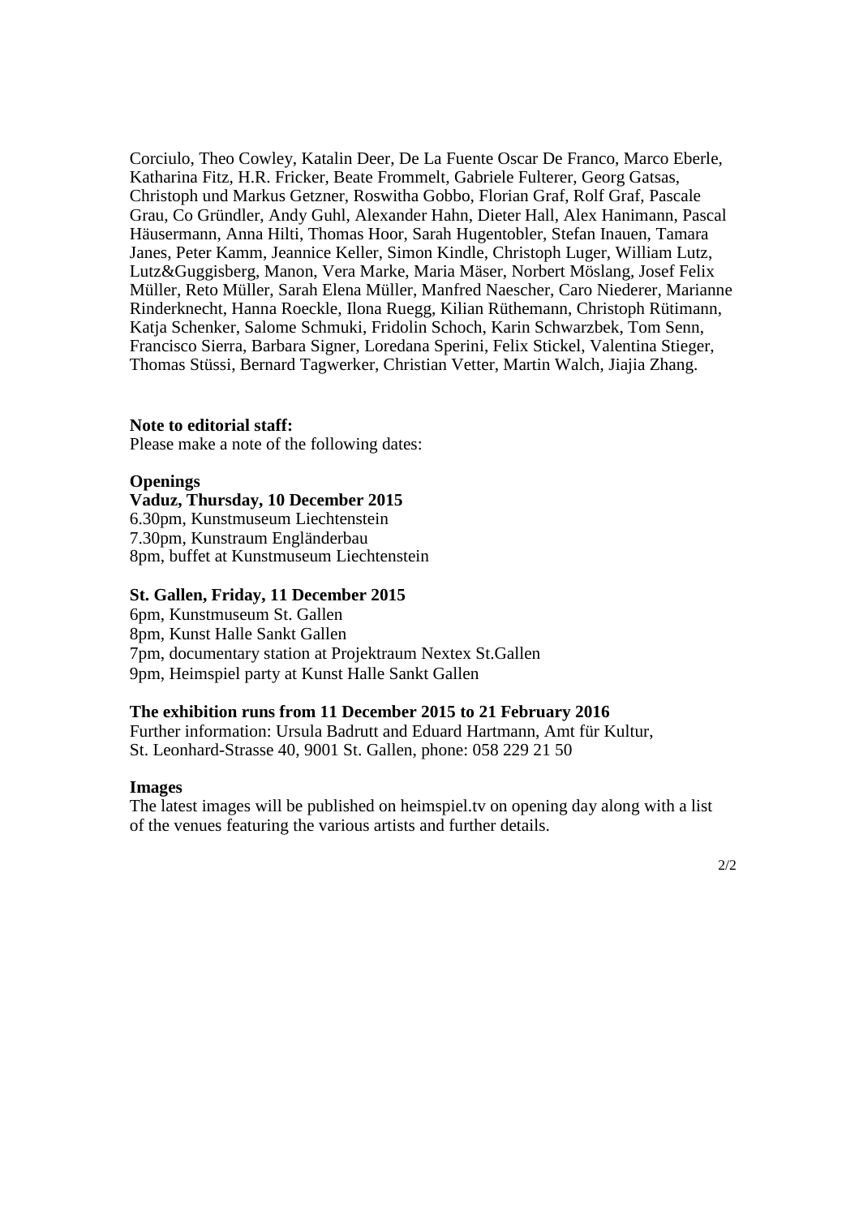Corciulo, Theo Cowley, Katalin Deer, De La Fuente Oscar De Franco, Marco Eberle, Katharina Fitz, H.R. Fricker, Beate Frommelt, Gabriele Fulterer, Georg Gatsas, Christoph und Markus Getzner, Roswitha Gobbo, Florian Graf, Rolf Graf, Pascale Grau, Co Gründler, Andy Guhl, Alexander Hahn, Dieter Hall, Alex Hanimann, Pascal Häusermann, Anna Hilti, Thomas Hoor, Sarah Hugentobler, Stefan Inauen, Tamara Janes, Peter Kamm, Jeannice Keller, Simon Kindle, Christoph Luger, William Lutz, Lutz&Guggisberg, Manon, Vera Marke, Maria Mäser, Norbert Möslang, Josef Felix Müller, Reto Müller, Sarah Elena Müller, Manfred Naescher, Caro Niederer, Marianne Rinderknecht, Hanna Roeckle, Ilona Ruegg, Kilian Rüthemann, Christoph Rütimann, Katja Schenker, Salome Schmuki, Fridolin Schoch, Karin Schwarzbek, Tom Senn, Francisco Sierra, Barbara Signer, Loredana Sperini, Felix Stickel, Valentina Stieger, Thomas Stüssi, Bernard Tagwerker, Christian Vetter, Martin Walch, Jiajia Zhang.

**Note to editorial staff:**
Please make a note of the following dates:

**Openings**
**Vaduz, Thursday, 10 December 2015**
6.30pm, Kunstmuseum Liechtenstein
7.30pm, Kunstraum Engländerbau
8pm, buffet at Kunstmuseum Liechtenstein

**St. Gallen, Friday, 11 December 2015**
6pm, Kunstmuseum St. Gallen
8pm, Kunst Halle Sankt Gallen
7pm, documentary station at Projektraum Nextex St.Gallen
9pm, Heimspiel party at Kunst Halle Sankt Gallen

**The exhibition runs from 11 December 2015 to 21 February 2016**
Further information: Ursula Badrutt and Eduard Hartmann, Amt für Kultur, St. Leonhard-Strasse 40, 9001 St. Gallen, phone: 058 229 21 50

**Images**
The latest images will be published on heimspiel.tv on opening day along with a list of the venues featuring the various artists and further details.